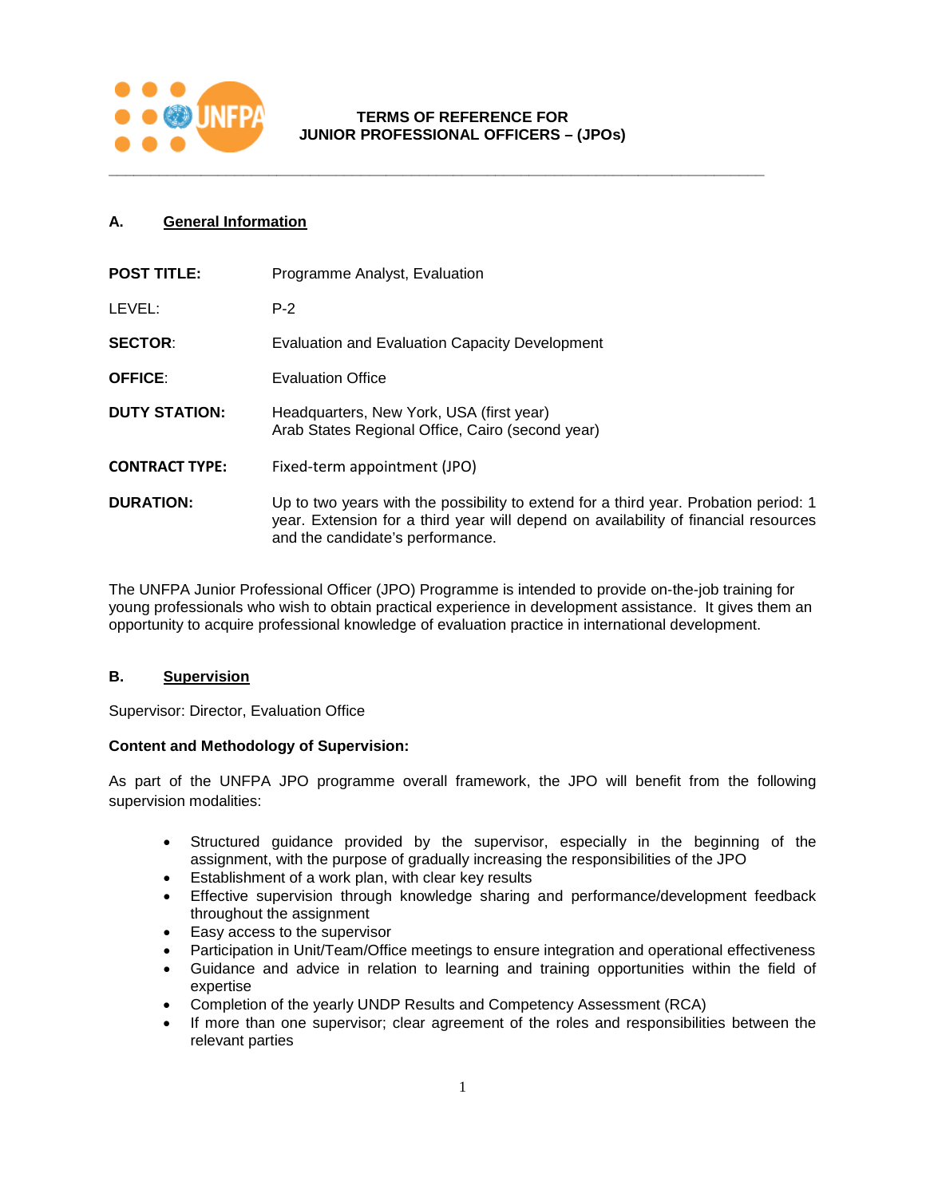**TERMS OF REFERENCE FOR**
**JUNIOR PROFESSIONAL OFFICERS – (JPOs)**

---

## A. General Information

| | |
|---|---|
| **POST TITLE:** | Programme Analyst, Evaluation |
| LEVEL: | P-2 |
| **SECTOR**: | Evaluation and Evaluation Capacity Development |
| **OFFICE**: | Evaluation Office |
| **DUTY STATION:** | Headquarters, New York, USA (first year)<br>Arab States Regional Office, Cairo (second year) |
| **CONTRACT TYPE:** | Fixed-term appointment (JPO) |
| **DURATION:** | Up to two years with the possibility to extend for a third year. Probation period: 1 year. Extension for a third year will depend on availability of financial resources and the candidate's performance. |

The UNFPA Junior Professional Officer (JPO) Programme is intended to provide on-the-job training for young professionals who wish to obtain practical experience in development assistance. It gives them an opportunity to acquire professional knowledge of evaluation practice in international development.

## B. Supervision

Supervisor: Director, Evaluation Office

**Content and Methodology of Supervision:**

As part of the UNFPA JPO programme overall framework, the JPO will benefit from the following supervision modalities:

- Structured guidance provided by the supervisor, especially in the beginning of the assignment, with the purpose of gradually increasing the responsibilities of the JPO
- Establishment of a work plan, with clear key results
- Effective supervision through knowledge sharing and performance/development feedback throughout the assignment
- Easy access to the supervisor
- Participation in Unit/Team/Office meetings to ensure integration and operational effectiveness
- Guidance and advice in relation to learning and training opportunities within the field of expertise
- Completion of the yearly UNDP Results and Competency Assessment (RCA)
- If more than one supervisor; clear agreement of the roles and responsibilities between the relevant parties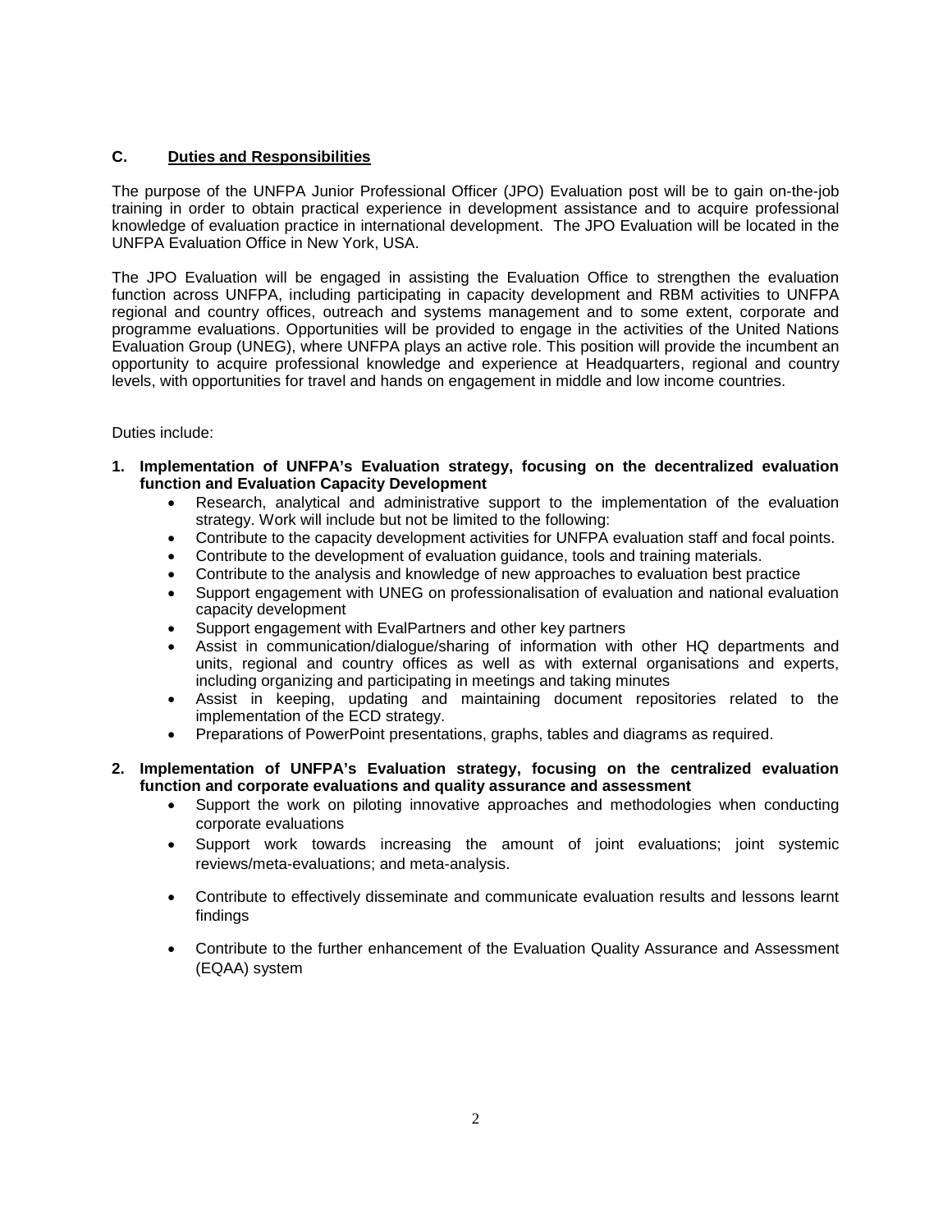## C. Duties and Responsibilities

The purpose of the UNFPA Junior Professional Officer (JPO) Evaluation post will be to gain on-the-job training in order to obtain practical experience in development assistance and to acquire professional knowledge of evaluation practice in international development. The JPO Evaluation will be located in the UNFPA Evaluation Office in New York, USA.

The JPO Evaluation will be engaged in assisting the Evaluation Office to strengthen the evaluation function across UNFPA, including participating in capacity development and RBM activities to UNFPA regional and country offices, outreach and systems management and to some extent, corporate and programme evaluations. Opportunities will be provided to engage in the activities of the United Nations Evaluation Group (UNEG), where UNFPA plays an active role. This position will provide the incumbent an opportunity to acquire professional knowledge and experience at Headquarters, regional and country levels, with opportunities for travel and hands on engagement in middle and low income countries.

Duties include:

1. **Implementation of UNFPA's Evaluation strategy, focusing on the decentralized evaluation function and Evaluation Capacity Development**
   - Research, analytical and administrative support to the implementation of the evaluation strategy. Work will include but not be limited to the following:
   - Contribute to the capacity development activities for UNFPA evaluation staff and focal points.
   - Contribute to the development of evaluation guidance, tools and training materials.
   - Contribute to the analysis and knowledge of new approaches to evaluation best practice
   - Support engagement with UNEG on professionalisation of evaluation and national evaluation capacity development
   - Support engagement with EvalPartners and other key partners
   - Assist in communication/dialogue/sharing of information with other HQ departments and units, regional and country offices as well as with external organisations and experts, including organizing and participating in meetings and taking minutes
   - Assist in keeping, updating and maintaining document repositories related to the implementation of the ECD strategy.
   - Preparations of PowerPoint presentations, graphs, tables and diagrams as required.

2. **Implementation of UNFPA's Evaluation strategy, focusing on the centralized evaluation function and corporate evaluations and quality assurance and assessment**
   - Support the work on piloting innovative approaches and methodologies when conducting corporate evaluations
   - Support work towards increasing the amount of joint evaluations; joint systemic reviews/meta-evaluations; and meta-analysis.
   - Contribute to effectively disseminate and communicate evaluation results and lessons learnt findings
   - Contribute to the further enhancement of the Evaluation Quality Assurance and Assessment (EQAA) system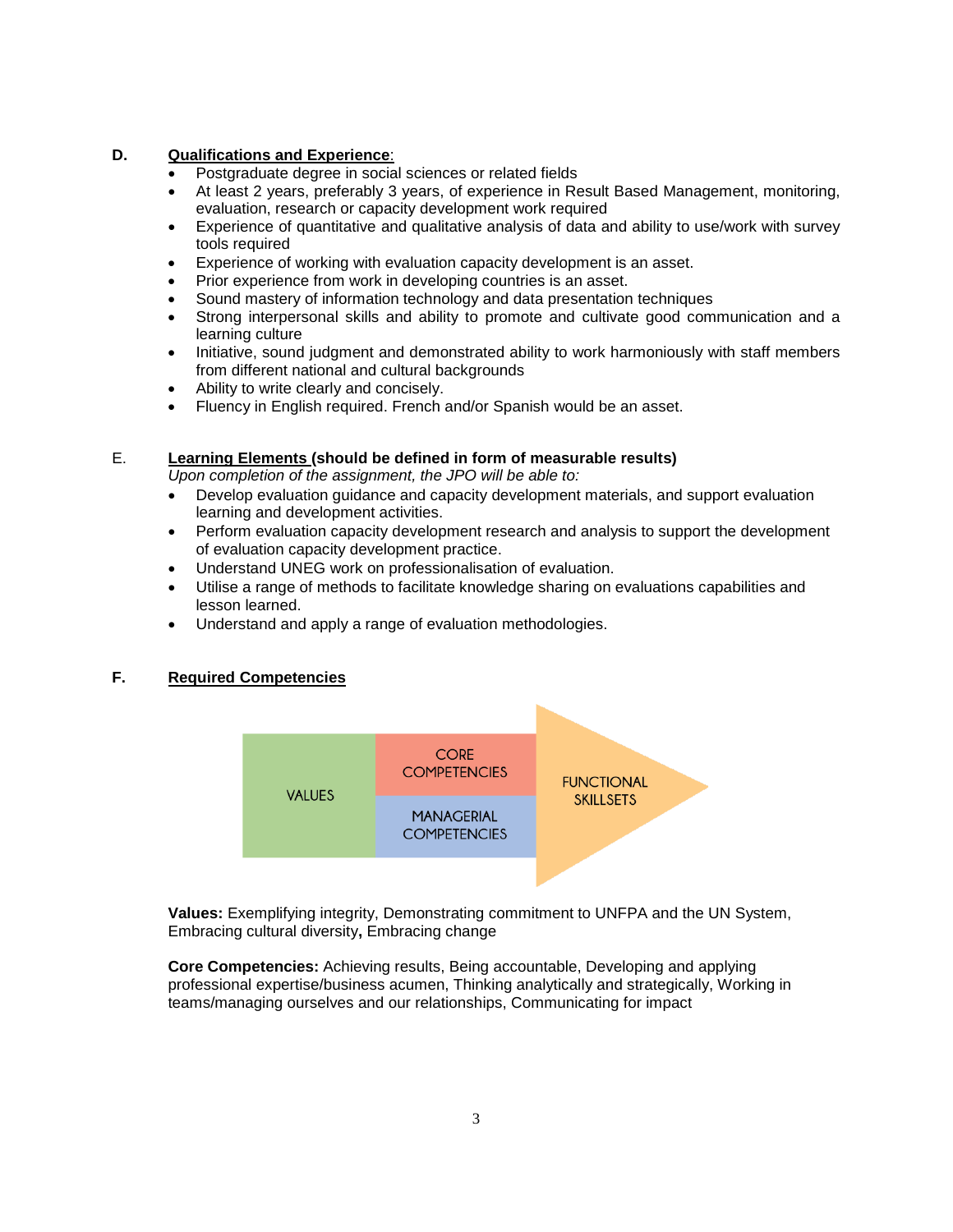**D. Qualifications and Experience:**

- Postgraduate degree in social sciences or related fields
- At least 2 years, preferably 3 years, of experience in Result Based Management, monitoring, evaluation, research or capacity development work required
- Experience of quantitative and qualitative analysis of data and ability to use/work with survey tools required
- Experience of working with evaluation capacity development is an asset.
- Prior experience from work in developing countries is an asset.
- Sound mastery of information technology and data presentation techniques
- Strong interpersonal skills and ability to promote and cultivate good communication and a learning culture
- Initiative, sound judgment and demonstrated ability to work harmoniously with staff members from different national and cultural backgrounds
- Ability to write clearly and concisely.
- Fluency in English required. French and/or Spanish would be an asset.

E. **Learning Elements (should be defined in form of measurable results)**

*Upon completion of the assignment, the JPO will be able to:*

- Develop evaluation guidance and capacity development materials, and support evaluation learning and development activities.
- Perform evaluation capacity development research and analysis to support the development of evaluation capacity development practice.
- Understand UNEG work on professionalisation of evaluation.
- Utilise a range of methods to facilitate knowledge sharing on evaluations capabilities and lesson learned.
- Understand and apply a range of evaluation methodologies.

**F. Required Competencies**

VALUES | CORE COMPETENCIES | MANAGERIAL COMPETENCIES | FUNCTIONAL SKILLSETS

**Values:** Exemplifying integrity, Demonstrating commitment to UNFPA and the UN System, Embracing cultural diversity**,** Embracing change

**Core Competencies:** Achieving results, Being accountable, Developing and applying professional expertise/business acumen, Thinking analytically and strategically, Working in teams/managing ourselves and our relationships, Communicating for impact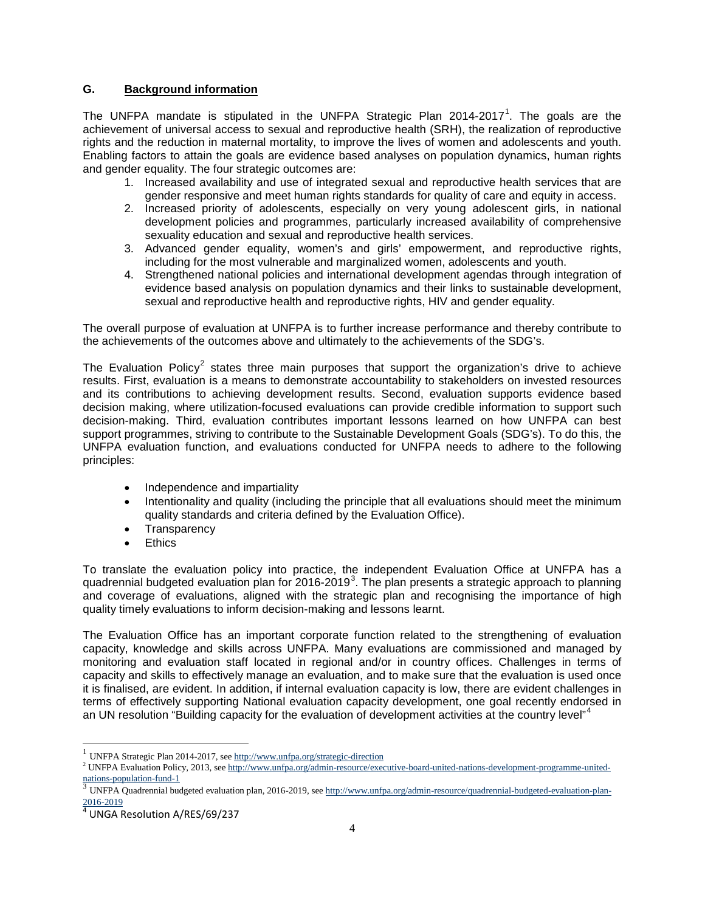## G. Background information

The UNFPA mandate is stipulated in the UNFPA Strategic Plan 2014-2017[1]. The goals are the achievement of universal access to sexual and reproductive health (SRH), the realization of reproductive rights and the reduction in maternal mortality, to improve the lives of women and adolescents and youth. Enabling factors to attain the goals are evidence based analyses on population dynamics, human rights and gender equality. The four strategic outcomes are:

1. Increased availability and use of integrated sexual and reproductive health services that are gender responsive and meet human rights standards for quality of care and equity in access.
2. Increased priority of adolescents, especially on very young adolescent girls, in national development policies and programmes, particularly increased availability of comprehensive sexuality education and sexual and reproductive health services.
3. Advanced gender equality, women's and girls' empowerment, and reproductive rights, including for the most vulnerable and marginalized women, adolescents and youth.
4. Strengthened national policies and international development agendas through integration of evidence based analysis on population dynamics and their links to sustainable development, sexual and reproductive health and reproductive rights, HIV and gender equality.

The overall purpose of evaluation at UNFPA is to further increase performance and thereby contribute to the achievements of the outcomes above and ultimately to the achievements of the SDG's.

The Evaluation Policy[2] states three main purposes that support the organization's drive to achieve results. First, evaluation is a means to demonstrate accountability to stakeholders on invested resources and its contributions to achieving development results. Second, evaluation supports evidence based decision making, where utilization-focused evaluations can provide credible information to support such decision-making. Third, evaluation contributes important lessons learned on how UNFPA can best support programmes, striving to contribute to the Sustainable Development Goals (SDG's). To do this, the UNFPA evaluation function, and evaluations conducted for UNFPA needs to adhere to the following principles:

- Independence and impartiality
- Intentionality and quality (including the principle that all evaluations should meet the minimum quality standards and criteria defined by the Evaluation Office).
- Transparency
- Ethics

To translate the evaluation policy into practice, the independent Evaluation Office at UNFPA has a quadrennial budgeted evaluation plan for 2016-2019[3]. The plan presents a strategic approach to planning and coverage of evaluations, aligned with the strategic plan and recognising the importance of high quality timely evaluations to inform decision-making and lessons learnt.

The Evaluation Office has an important corporate function related to the strengthening of evaluation capacity, knowledge and skills across UNFPA. Many evaluations are commissioned and managed by monitoring and evaluation staff located in regional and/or in country offices. Challenges in terms of capacity and skills to effectively manage an evaluation, and to make sure that the evaluation is used once it is finalised, are evident. In addition, if internal evaluation capacity is low, there are evident challenges in terms of effectively supporting National evaluation capacity development, one goal recently endorsed in an UN resolution "Building capacity for the evaluation of development activities at the country level"[4]

---

[1] UNFPA Strategic Plan 2014-2017, see http://www.unfpa.org/strategic-direction

[2] UNFPA Evaluation Policy, 2013, see http://www.unfpa.org/admin-resource/executive-board-united-nations-development-programme-united-nations-population-fund-1

[3] UNFPA Quadrennial budgeted evaluation plan, 2016-2019, see http://www.unfpa.org/admin-resource/quadrennial-budgeted-evaluation-plan-2016-2019

[4] UNGA Resolution A/RES/69/237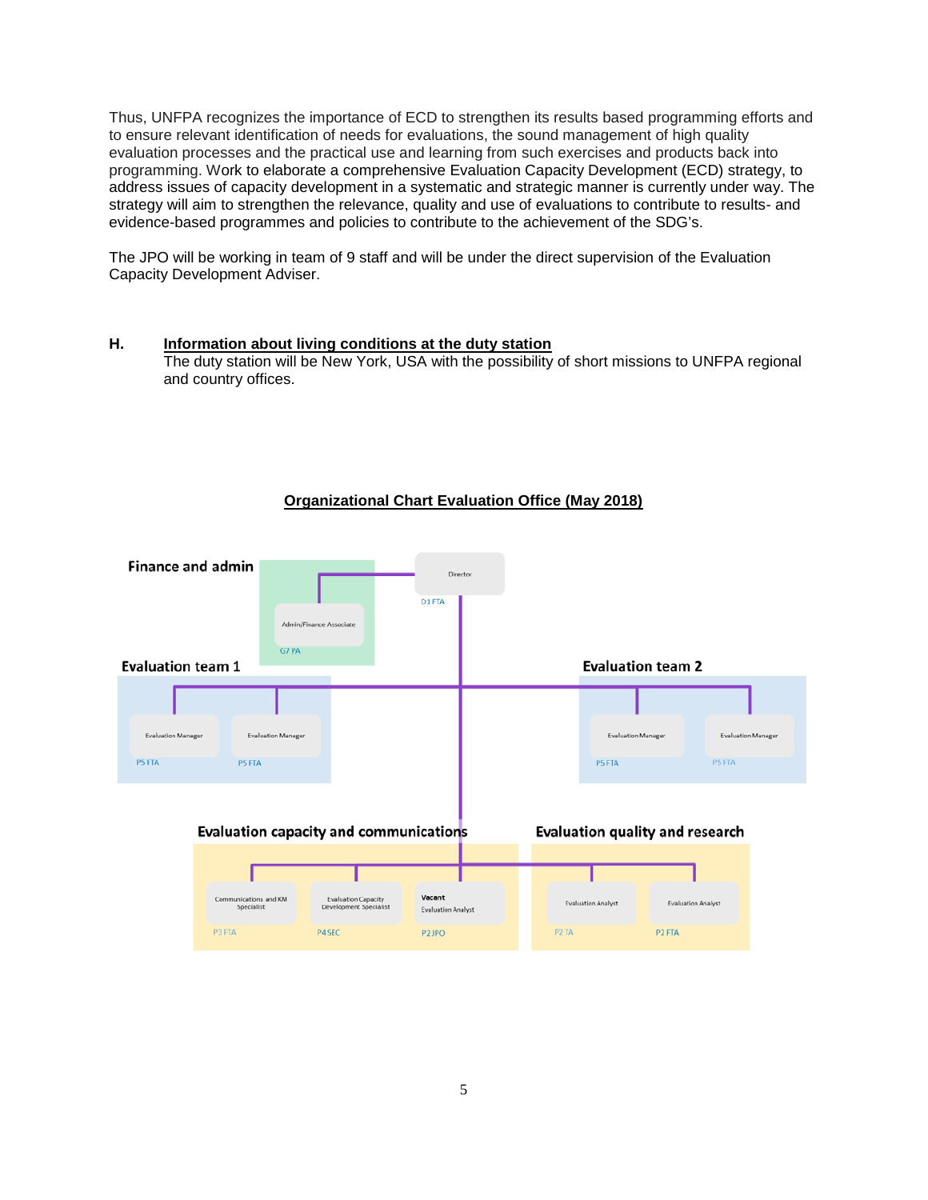Thus, UNFPA recognizes the importance of ECD to strengthen its results based programming efforts and to ensure relevant identification of needs for evaluations, the sound management of high quality evaluation processes and the practical use and learning from such exercises and products back into programming. Work to elaborate a comprehensive Evaluation Capacity Development (ECD) strategy, to address issues of capacity development in a systematic and strategic manner is currently under way. The strategy will aim to strengthen the relevance, quality and use of evaluations to contribute to results- and evidence-based programmes and policies to contribute to the achievement of the SDG's.

The JPO will be working in team of 9 staff and will be under the direct supervision of the Evaluation Capacity Development Adviser.

## H. Information about living conditions at the duty station

The duty station will be New York, USA with the possibility of short missions to UNFPA regional and country offices.

**Organizational Chart Evaluation Office (May 2018)**

Director
D1 FTA

Finance and admin
Admin/Finance Associate
G7 PA

Evaluation team 1
Evaluation Manager
P5 FTA
Evaluation Manager
P5 FTA

Evaluation team 2
Evaluation Manager
P5 FTA
Evaluation Manager
P5 FTA

Evaluation capacity and communications
Communications and KM Specialist
P3 FTA
Evaluation Capacity Development Specialist
P4 SEC
Vacant
Evaluation Analyst
P2 JPO

Evaluation quality and research
Evaluation Analyst
P2 TA
Evaluation Analyst
P2 FTA